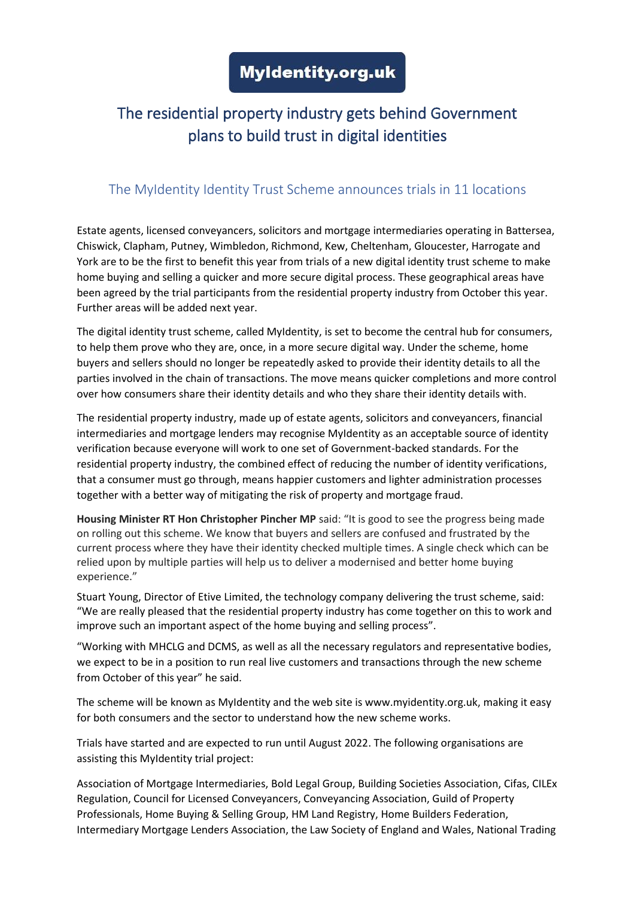# MyIdentity.org.uk

## The residential property industry gets behind Government plans to build trust in digital identities

### The MyIdentity Identity Trust Scheme announces trials in 11 locations

Estate agents, licensed conveyancers, solicitors and mortgage intermediaries operating in Battersea, Chiswick, Clapham, Putney, Wimbledon, Richmond, Kew, Cheltenham, Gloucester, Harrogate and York are to be the first to benefit this year from trials of a new digital identity trust scheme to make home buying and selling a quicker and more secure digital process. These geographical areas have been agreed by the trial participants from the residential property industry from October this year. Further areas will be added next year.

The digital identity trust scheme, called MyIdentity, is set to become the central hub for consumers, to help them prove who they are, once, in a more secure digital way. Under the scheme, home buyers and sellers should no longer be repeatedly asked to provide their identity details to all the parties involved in the chain of transactions. The move means quicker completions and more control over how consumers share their identity details and who they share their identity details with.

The residential property industry, made up of estate agents, solicitors and conveyancers, financial intermediaries and mortgage lenders may recognise MyIdentity as an acceptable source of identity verification because everyone will work to one set of Government-backed standards. For the residential property industry, the combined effect of reducing the number of identity verifications, that a consumer must go through, means happier customers and lighter administration processes together with a better way of mitigating the risk of property and mortgage fraud.

**Housing Minister RT Hon Christopher Pincher MP** said: "It is good to see the progress being made on rolling out this scheme. We know that buyers and sellers are confused and frustrated by the current process where they have their identity checked multiple times. A single check which can be relied upon by multiple parties will help us to deliver a modernised and better home buying experience."

Stuart Young, Director of Etive Limited, the technology company delivering the trust scheme, said: "We are really pleased that the residential property industry has come together on this to work and improve such an important aspect of the home buying and selling process".

"Working with MHCLG and DCMS, as well as all the necessary regulators and representative bodies, we expect to be in a position to run real live customers and transactions through the new scheme from October of this year" he said.

The scheme will be known as MyIdentity and the web site is www.myidentity.org.uk, making it easy for both consumers and the sector to understand how the new scheme works.

Trials have started and are expected to run until August 2022. The following organisations are assisting this MyIdentity trial project:

Association of Mortgage Intermediaries, Bold Legal Group, Building Societies Association, Cifas, CILEx Regulation, Council for Licensed Conveyancers, Conveyancing Association, Guild of Property Professionals, Home Buying & Selling Group, HM Land Registry, Home Builders Federation, Intermediary Mortgage Lenders Association, the Law Society of England and Wales, National Trading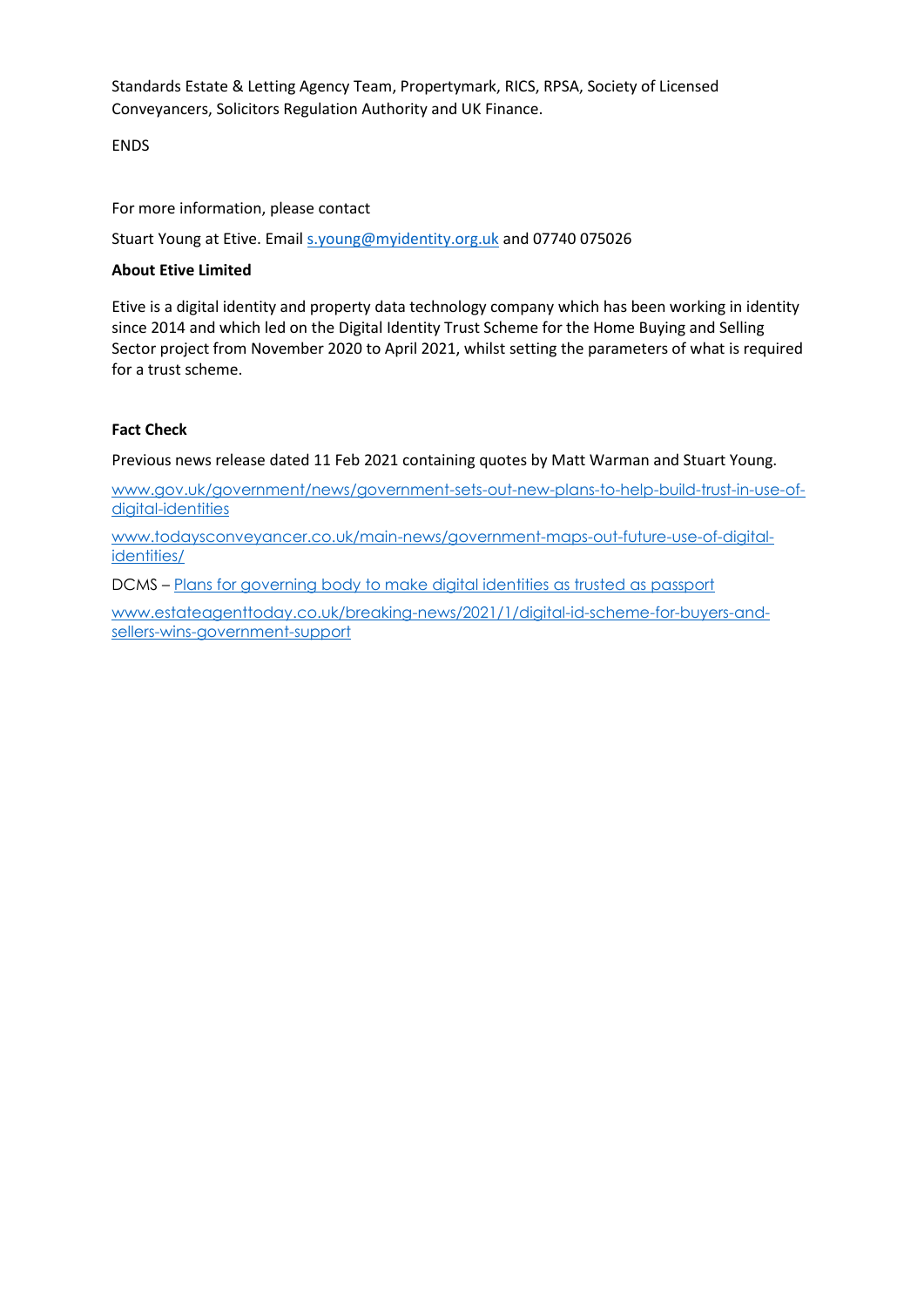Standards Estate & Letting Agency Team, Propertymark, RICS, RPSA, Society of Licensed Conveyancers, Solicitors Regulation Authority and UK Finance.

ENDS

For more information, please contact

Stuart Young at Etive. Email s.young@myidentity.org.uk and 07740 075026

**About Etive Limited**

Etive is a digital identity and property data technology company which has been working in identity since 2014 and which led on the Digital Identity Trust Scheme for the Home Buying and Selling Sector project from November 2020 to April 2021, whilst setting the parameters of what is required for a trust scheme.

**Fact Check**

Previous news release dated 11 Feb 2021 containing quotes by Matt Warman and Stuart Young.

www.gov.uk/government/news/government-sets-out-new-plans-to-help-build-trust-in-use-of-digital-identities

www.todaysconveyancer.co.uk/main-news/government-maps-out-future-use-of-digital-identities/

DCMS – Plans for governing body to make digital identities as trusted as passport

www.estateagenttoday.co.uk/breaking-news/2021/1/digital-id-scheme-for-buyers-and-sellers-wins-government-support